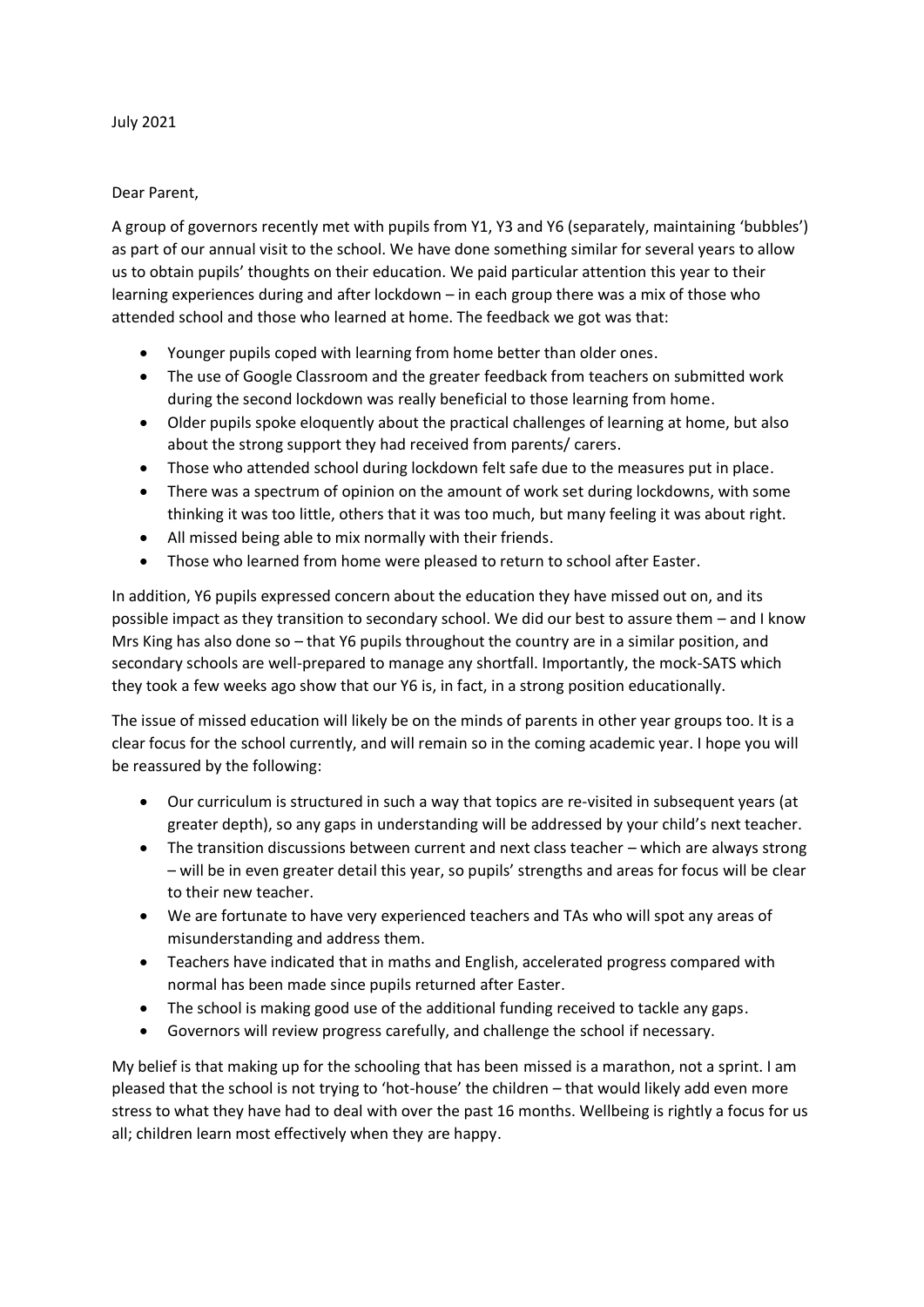July 2021

Dear Parent,

A group of governors recently met with pupils from Y1, Y3 and Y6 (separately, maintaining 'bubbles') as part of our annual visit to the school. We have done something similar for several years to allow us to obtain pupils' thoughts on their education. We paid particular attention this year to their learning experiences during and after lockdown – in each group there was a mix of those who attended school and those who learned at home. The feedback we got was that:

- Younger pupils coped with learning from home better than older ones.
- The use of Google Classroom and the greater feedback from teachers on submitted work during the second lockdown was really beneficial to those learning from home.
- Older pupils spoke eloquently about the practical challenges of learning at home, but also about the strong support they had received from parents/ carers.
- Those who attended school during lockdown felt safe due to the measures put in place.
- There was a spectrum of opinion on the amount of work set during lockdowns, with some thinking it was too little, others that it was too much, but many feeling it was about right.
- All missed being able to mix normally with their friends.
- Those who learned from home were pleased to return to school after Easter.

In addition, Y6 pupils expressed concern about the education they have missed out on, and its possible impact as they transition to secondary school. We did our best to assure them – and I know Mrs King has also done so – that Y6 pupils throughout the country are in a similar position, and secondary schools are well-prepared to manage any shortfall. Importantly, the mock-SATS which they took a few weeks ago show that our Y6 is, in fact, in a strong position educationally.

The issue of missed education will likely be on the minds of parents in other year groups too. It is a clear focus for the school currently, and will remain so in the coming academic year. I hope you will be reassured by the following:

- Our curriculum is structured in such a way that topics are re-visited in subsequent years (at greater depth), so any gaps in understanding will be addressed by your child's next teacher.
- The transition discussions between current and next class teacher – which are always strong – will be in even greater detail this year, so pupils' strengths and areas for focus will be clear to their new teacher.
- We are fortunate to have very experienced teachers and TAs who will spot any areas of misunderstanding and address them.
- Teachers have indicated that in maths and English, accelerated progress compared with normal has been made since pupils returned after Easter.
- The school is making good use of the additional funding received to tackle any gaps.
- Governors will review progress carefully, and challenge the school if necessary.

My belief is that making up for the schooling that has been missed is a marathon, not a sprint. I am pleased that the school is not trying to 'hot-house' the children – that would likely add even more stress to what they have had to deal with over the past 16 months. Wellbeing is rightly a focus for us all; children learn most effectively when they are happy.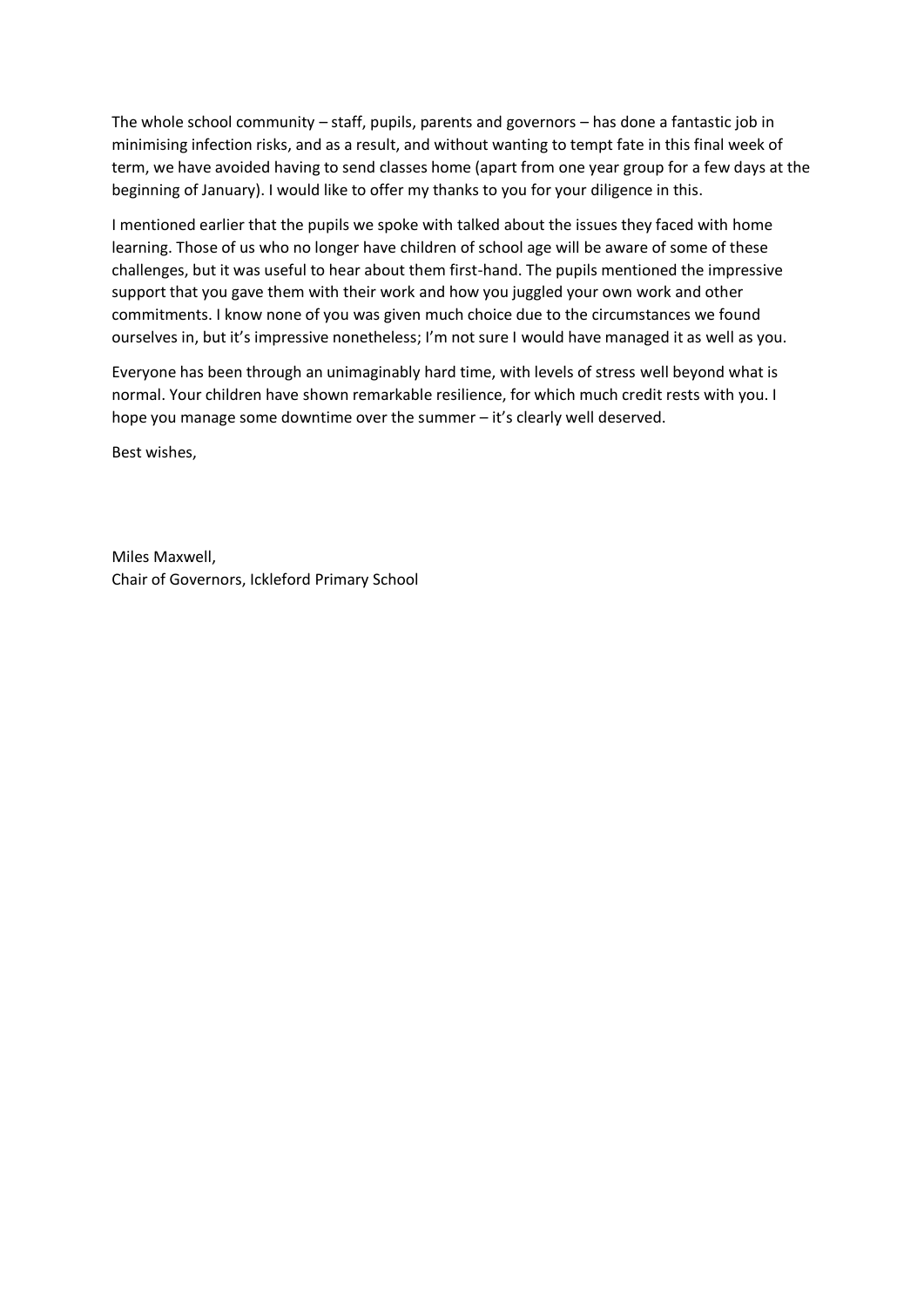The whole school community – staff, pupils, parents and governors – has done a fantastic job in minimising infection risks, and as a result, and without wanting to tempt fate in this final week of term, we have avoided having to send classes home (apart from one year group for a few days at the beginning of January). I would like to offer my thanks to you for your diligence in this.

I mentioned earlier that the pupils we spoke with talked about the issues they faced with home learning. Those of us who no longer have children of school age will be aware of some of these challenges, but it was useful to hear about them first-hand. The pupils mentioned the impressive support that you gave them with their work and how you juggled your own work and other commitments. I know none of you was given much choice due to the circumstances we found ourselves in, but it's impressive nonetheless; I'm not sure I would have managed it as well as you.

Everyone has been through an unimaginably hard time, with levels of stress well beyond what is normal. Your children have shown remarkable resilience, for which much credit rests with you. I hope you manage some downtime over the summer – it's clearly well deserved.

Best wishes,

Miles Maxwell,
Chair of Governors, Ickleford Primary School